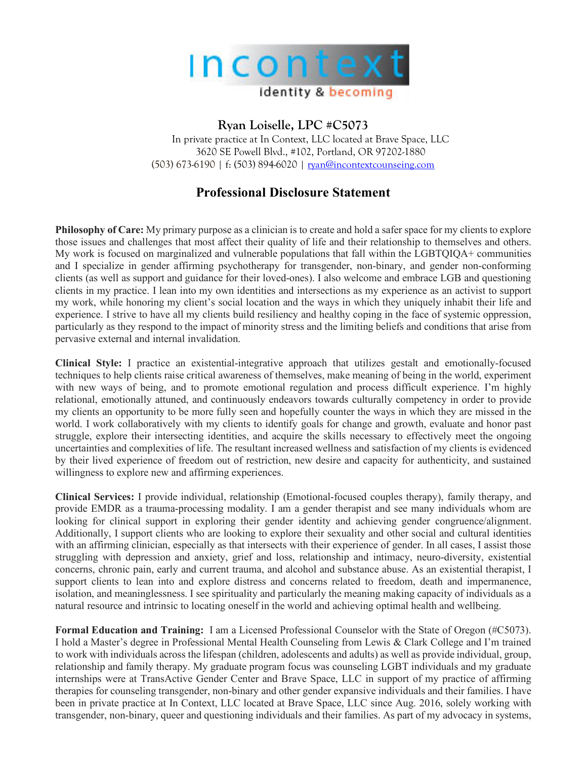incontext
identity & becoming

**Ryan Loiselle, LPC #C5073**

In private practice at In Context, LLC located at Brave Space, LLC
3620 SE Powell Blvd., #102, Portland, OR 97202-1880
(503) 673-6190 | f: (503) 894-6020 | ryan@incontextcounseing.com

# Professional Disclosure Statement

**Philosophy of Care:** My primary purpose as a clinician is to create and hold a safer space for my clients to explore those issues and challenges that most affect their quality of life and their relationship to themselves and others. My work is focused on marginalized and vulnerable populations that fall within the LGBTQIQA+ communities and I specialize in gender affirming psychotherapy for transgender, non-binary, and gender non-conforming clients (as well as support and guidance for their loved-ones). I also welcome and embrace LGB and questioning clients in my practice. I lean into my own identities and intersections as my experience as an activist to support my work, while honoring my client's social location and the ways in which they uniquely inhabit their life and experience. I strive to have all my clients build resiliency and healthy coping in the face of systemic oppression, particularly as they respond to the impact of minority stress and the limiting beliefs and conditions that arise from pervasive external and internal invalidation.

**Clinical Style:** I practice an existential-integrative approach that utilizes gestalt and emotionally-focused techniques to help clients raise critical awareness of themselves, make meaning of being in the world, experiment with new ways of being, and to promote emotional regulation and process difficult experience. I'm highly relational, emotionally attuned, and continuously endeavors towards culturally competency in order to provide my clients an opportunity to be more fully seen and hopefully counter the ways in which they are missed in the world. I work collaboratively with my clients to identify goals for change and growth, evaluate and honor past struggle, explore their intersecting identities, and acquire the skills necessary to effectively meet the ongoing uncertainties and complexities of life. The resultant increased wellness and satisfaction of my clients is evidenced by their lived experience of freedom out of restriction, new desire and capacity for authenticity, and sustained willingness to explore new and affirming experiences.

**Clinical Services:** I provide individual, relationship (Emotional-focused couples therapy), family therapy, and provide EMDR as a trauma-processing modality. I am a gender therapist and see many individuals whom are looking for clinical support in exploring their gender identity and achieving gender congruence/alignment. Additionally, I support clients who are looking to explore their sexuality and other social and cultural identities with an affirming clinician, especially as that intersects with their experience of gender. In all cases, I assist those struggling with depression and anxiety, grief and loss, relationship and intimacy, neuro-diversity, existential concerns, chronic pain, early and current trauma, and alcohol and substance abuse. As an existential therapist, I support clients to lean into and explore distress and concerns related to freedom, death and impermanence, isolation, and meaninglessness. I see spirituality and particularly the meaning making capacity of individuals as a natural resource and intrinsic to locating oneself in the world and achieving optimal health and wellbeing.

**Formal Education and Training:** I am a Licensed Professional Counselor with the State of Oregon (#C5073). I hold a Master's degree in Professional Mental Health Counseling from Lewis & Clark College and I'm trained to work with individuals across the lifespan (children, adolescents and adults) as well as provide individual, group, relationship and family therapy. My graduate program focus was counseling LGBT individuals and my graduate internships were at TransActive Gender Center and Brave Space, LLC in support of my practice of affirming therapies for counseling transgender, non-binary and other gender expansive individuals and their families. I have been in private practice at In Context, LLC located at Brave Space, LLC since Aug. 2016, solely working with transgender, non-binary, queer and questioning individuals and their families. As part of my advocacy in systems,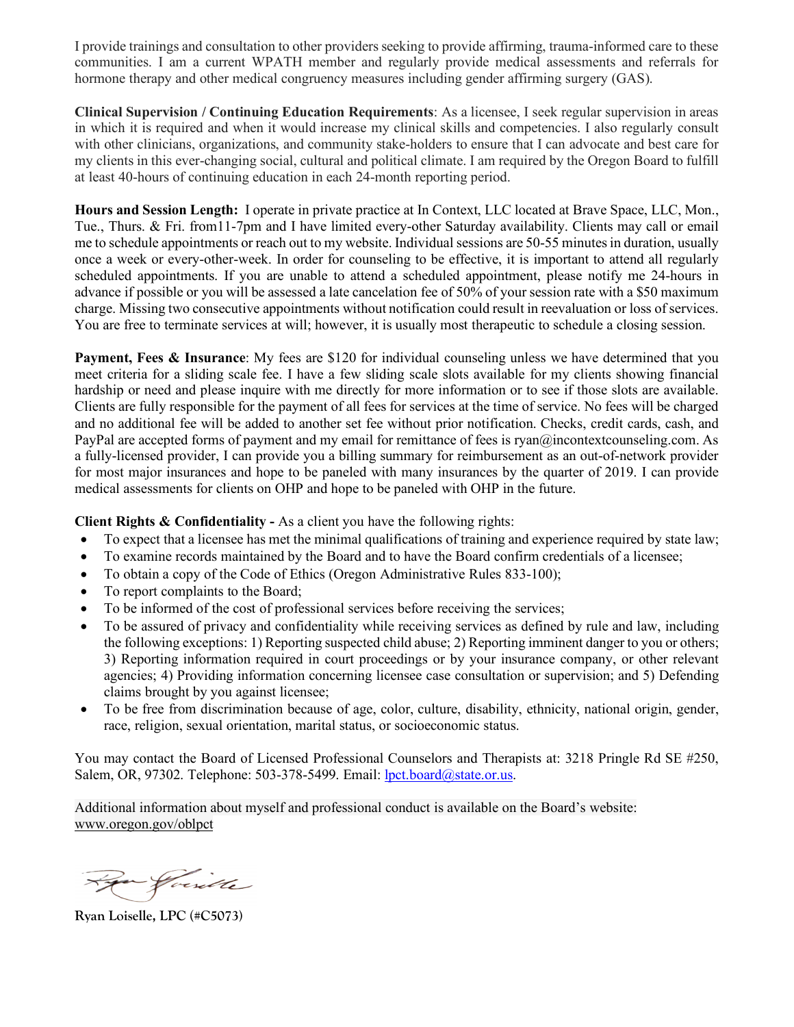I provide trainings and consultation to other providers seeking to provide affirming, trauma-informed care to these communities. I am a current WPATH member and regularly provide medical assessments and referrals for hormone therapy and other medical congruency measures including gender affirming surgery (GAS).

**Clinical Supervision / Continuing Education Requirements**: As a licensee, I seek regular supervision in areas in which it is required and when it would increase my clinical skills and competencies. I also regularly consult with other clinicians, organizations, and community stake-holders to ensure that I can advocate and best care for my clients in this ever-changing social, cultural and political climate. I am required by the Oregon Board to fulfill at least 40-hours of continuing education in each 24-month reporting period.

**Hours and Session Length:** I operate in private practice at In Context, LLC located at Brave Space, LLC, Mon., Tue., Thurs. & Fri. from11-7pm and I have limited every-other Saturday availability. Clients may call or email me to schedule appointments or reach out to my website. Individual sessions are 50-55 minutes in duration, usually once a week or every-other-week. In order for counseling to be effective, it is important to attend all regularly scheduled appointments. If you are unable to attend a scheduled appointment, please notify me 24-hours in advance if possible or you will be assessed a late cancelation fee of 50% of your session rate with a $50 maximum charge. Missing two consecutive appointments without notification could result in reevaluation or loss of services. You are free to terminate services at will; however, it is usually most therapeutic to schedule a closing session.

**Payment, Fees & Insurance**: My fees are $120 for individual counseling unless we have determined that you meet criteria for a sliding scale fee. I have a few sliding scale slots available for my clients showing financial hardship or need and please inquire with me directly for more information or to see if those slots are available. Clients are fully responsible for the payment of all fees for services at the time of service. No fees will be charged and no additional fee will be added to another set fee without prior notification. Checks, credit cards, cash, and PayPal are accepted forms of payment and my email for remittance of fees is ryan@incontextcounseling.com. As a fully-licensed provider, I can provide you a billing summary for reimbursement as an out-of-network provider for most major insurances and hope to be paneled with many insurances by the quarter of 2019. I can provide medical assessments for clients on OHP and hope to be paneled with OHP in the future.

**Client Rights & Confidentiality -** As a client you have the following rights:

- To expect that a licensee has met the minimal qualifications of training and experience required by state law;
- To examine records maintained by the Board and to have the Board confirm credentials of a licensee;
- To obtain a copy of the Code of Ethics (Oregon Administrative Rules 833-100);
- To report complaints to the Board;
- To be informed of the cost of professional services before receiving the services;
- To be assured of privacy and confidentiality while receiving services as defined by rule and law, including the following exceptions: 1) Reporting suspected child abuse; 2) Reporting imminent danger to you or others; 3) Reporting information required in court proceedings or by your insurance company, or other relevant agencies; 4) Providing information concerning licensee case consultation or supervision; and 5) Defending claims brought by you against licensee;
- To be free from discrimination because of age, color, culture, disability, ethnicity, national origin, gender, race, religion, sexual orientation, marital status, or socioeconomic status.

You may contact the Board of Licensed Professional Counselors and Therapists at: 3218 Pringle Rd SE #250, Salem, OR, 97302. Telephone: 503-378-5499. Email: lpct.board@state.or.us.

Additional information about myself and professional conduct is available on the Board's website: www.oregon.gov/oblpct

**Ryan Loiselle, LPC (#C5073)**